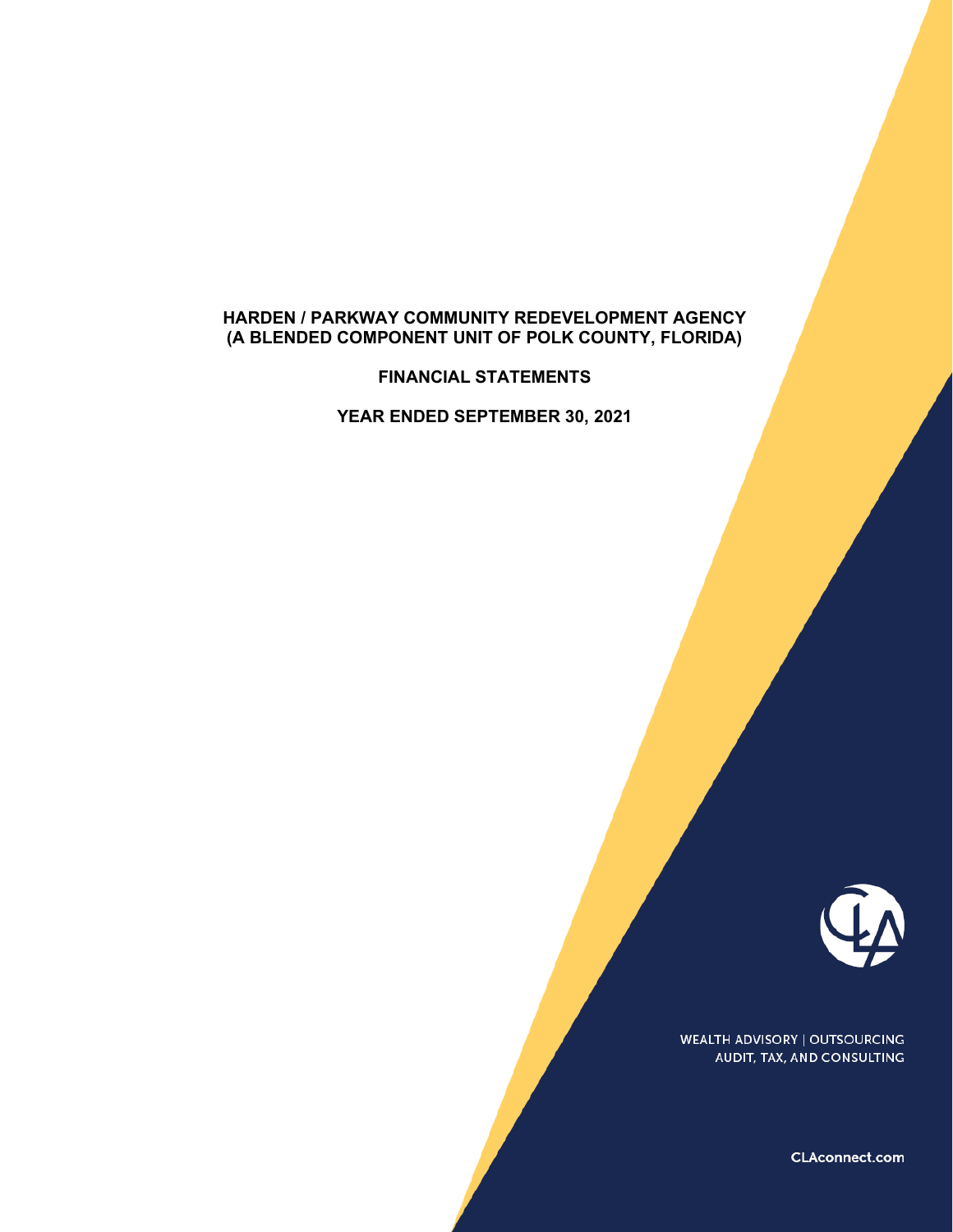# HARDEN / PARKWAY COMMUNITY REDEVELOPMENT AGENCY
# (A BLENDED COMPONENT UNIT OF POLK COUNTY, FLORIDA)

## FINANCIAL STATEMENTS

## YEAR ENDED SEPTEMBER 30, 2021

WEALTH ADVISORY | OUTSOURCING
AUDIT, TAX, AND CONSULTING

CLAconnect.com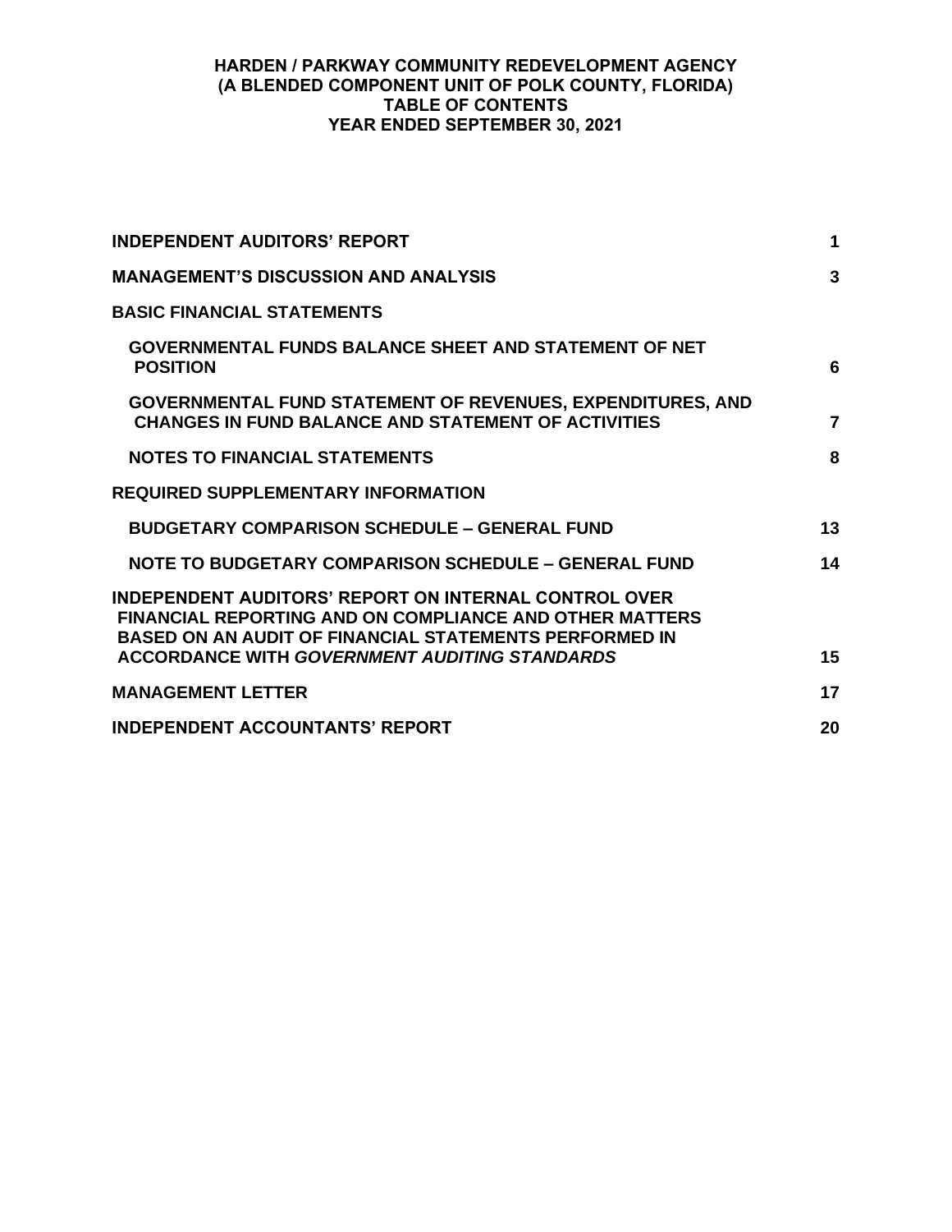# HARDEN / PARKWAY COMMUNITY REDEVELOPMENT AGENCY
## (A BLENDED COMPONENT UNIT OF POLK COUNTY, FLORIDA)
## TABLE OF CONTENTS
## YEAR ENDED SEPTEMBER 30, 2021

| | |
|---|---|
| **INDEPENDENT AUDITORS' REPORT** | **1** |
| **MANAGEMENT'S DISCUSSION AND ANALYSIS** | **3** |
| **BASIC FINANCIAL STATEMENTS** | |
| **GOVERNMENTAL FUNDS BALANCE SHEET AND STATEMENT OF NET POSITION** | **6** |
| **GOVERNMENTAL FUND STATEMENT OF REVENUES, EXPENDITURES, AND CHANGES IN FUND BALANCE AND STATEMENT OF ACTIVITIES** | **7** |
| **NOTES TO FINANCIAL STATEMENTS** | **8** |
| **REQUIRED SUPPLEMENTARY INFORMATION** | |
| **BUDGETARY COMPARISON SCHEDULE – GENERAL FUND** | **13** |
| **NOTE TO BUDGETARY COMPARISON SCHEDULE – GENERAL FUND** | **14** |
| **INDEPENDENT AUDITORS' REPORT ON INTERNAL CONTROL OVER FINANCIAL REPORTING AND ON COMPLIANCE AND OTHER MATTERS BASED ON AN AUDIT OF FINANCIAL STATEMENTS PERFORMED IN ACCORDANCE WITH *GOVERNMENT AUDITING STANDARDS*** | **15** |
| **MANAGEMENT LETTER** | **17** |
| **INDEPENDENT ACCOUNTANTS' REPORT** | **20** |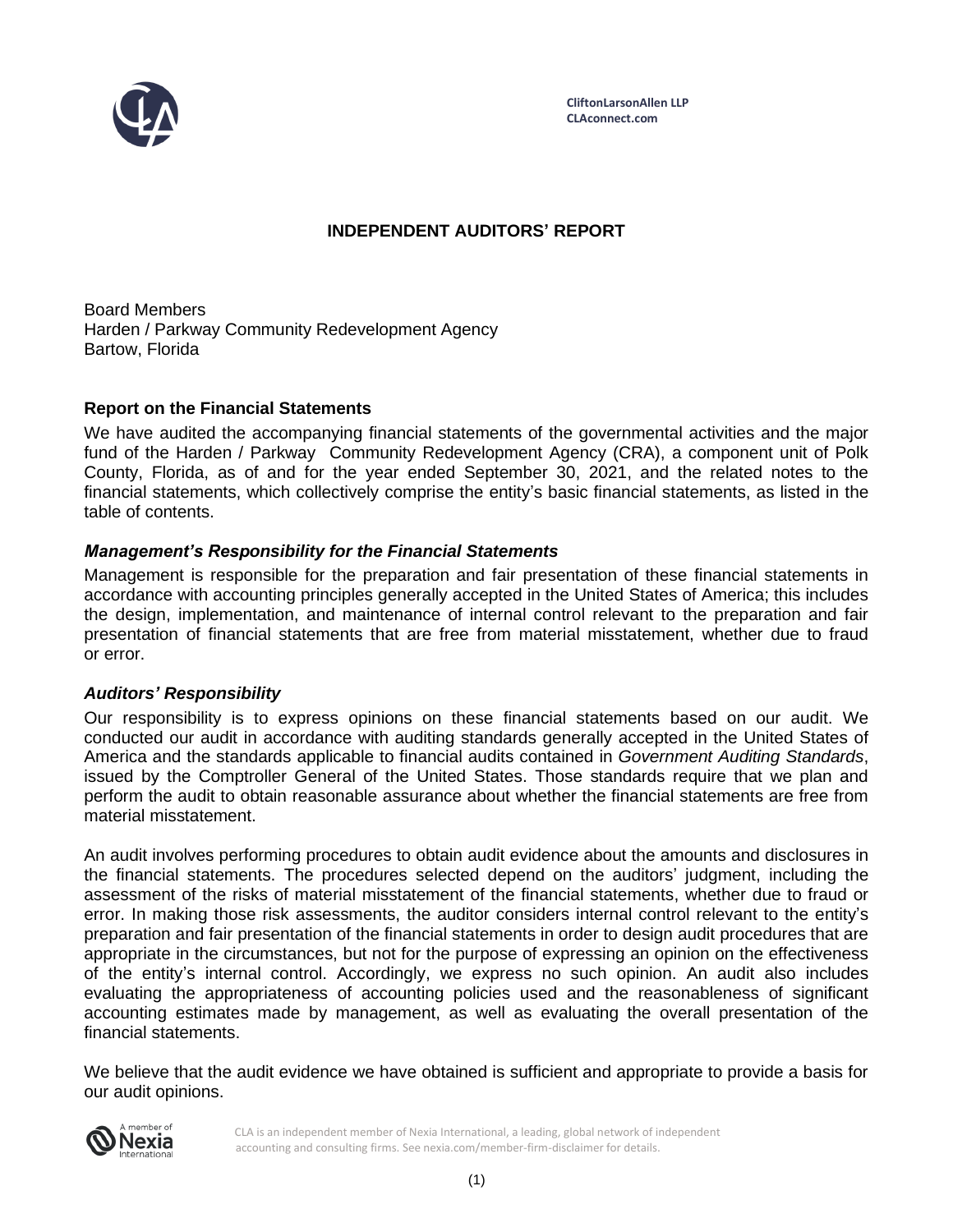CliftonLarsonAllen LLP
CLAconnect.com

# INDEPENDENT AUDITORS' REPORT

Board Members
Harden / Parkway Community Redevelopment Agency
Bartow, Florida

## Report on the Financial Statements

We have audited the accompanying financial statements of the governmental activities and the major fund of the Harden / Parkway Community Redevelopment Agency (CRA), a component unit of Polk County, Florida, as of and for the year ended September 30, 2021, and the related notes to the financial statements, which collectively comprise the entity's basic financial statements, as listed in the table of contents.

### *Management's Responsibility for the Financial Statements*

Management is responsible for the preparation and fair presentation of these financial statements in accordance with accounting principles generally accepted in the United States of America; this includes the design, implementation, and maintenance of internal control relevant to the preparation and fair presentation of financial statements that are free from material misstatement, whether due to fraud or error.

### *Auditors' Responsibility*

Our responsibility is to express opinions on these financial statements based on our audit. We conducted our audit in accordance with auditing standards generally accepted in the United States of America and the standards applicable to financial audits contained in *Government Auditing Standards*, issued by the Comptroller General of the United States. Those standards require that we plan and perform the audit to obtain reasonable assurance about whether the financial statements are free from material misstatement.

An audit involves performing procedures to obtain audit evidence about the amounts and disclosures in the financial statements. The procedures selected depend on the auditors' judgment, including the assessment of the risks of material misstatement of the financial statements, whether due to fraud or error. In making those risk assessments, the auditor considers internal control relevant to the entity's preparation and fair presentation of the financial statements in order to design audit procedures that are appropriate in the circumstances, but not for the purpose of expressing an opinion on the effectiveness of the entity's internal control. Accordingly, we express no such opinion. An audit also includes evaluating the appropriateness of accounting policies used and the reasonableness of significant accounting estimates made by management, as well as evaluating the overall presentation of the financial statements.

We believe that the audit evidence we have obtained is sufficient and appropriate to provide a basis for our audit opinions.

A member of Nexia International

CLA is an independent member of Nexia International, a leading, global network of independent accounting and consulting firms. See nexia.com/member-firm-disclaimer for details.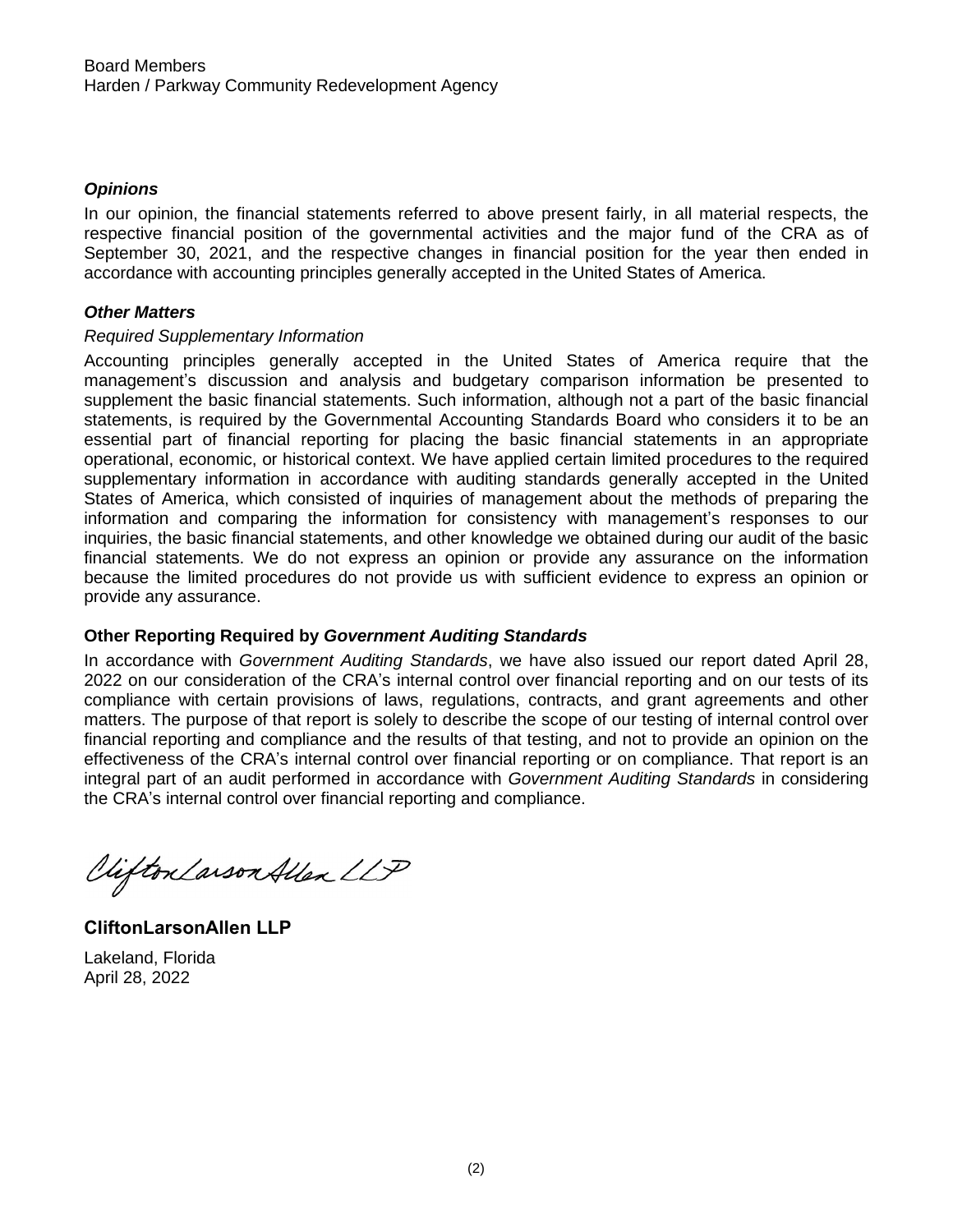Board Members
Harden / Parkway Community Redevelopment Agency

### *Opinions*

In our opinion, the financial statements referred to above present fairly, in all material respects, the respective financial position of the governmental activities and the major fund of the CRA as of September 30, 2021, and the respective changes in financial position for the year then ended in accordance with accounting principles generally accepted in the United States of America.

### *Other Matters*

*Required Supplementary Information*

Accounting principles generally accepted in the United States of America require that the management's discussion and analysis and budgetary comparison information be presented to supplement the basic financial statements. Such information, although not a part of the basic financial statements, is required by the Governmental Accounting Standards Board who considers it to be an essential part of financial reporting for placing the basic financial statements in an appropriate operational, economic, or historical context. We have applied certain limited procedures to the required supplementary information in accordance with auditing standards generally accepted in the United States of America, which consisted of inquiries of management about the methods of preparing the information and comparing the information for consistency with management's responses to our inquiries, the basic financial statements, and other knowledge we obtained during our audit of the basic financial statements. We do not express an opinion or provide any assurance on the information because the limited procedures do not provide us with sufficient evidence to express an opinion or provide any assurance.

### Other Reporting Required by *Government Auditing Standards*

In accordance with *Government Auditing Standards*, we have also issued our report dated April 28, 2022 on our consideration of the CRA's internal control over financial reporting and on our tests of its compliance with certain provisions of laws, regulations, contracts, and grant agreements and other matters. The purpose of that report is solely to describe the scope of our testing of internal control over financial reporting and compliance and the results of that testing, and not to provide an opinion on the effectiveness of the CRA's internal control over financial reporting or on compliance. That report is an integral part of an audit performed in accordance with *Government Auditing Standards* in considering the CRA's internal control over financial reporting and compliance.

CliftonLarsonAllen LLP

**CliftonLarsonAllen LLP**

Lakeland, Florida
April 28, 2022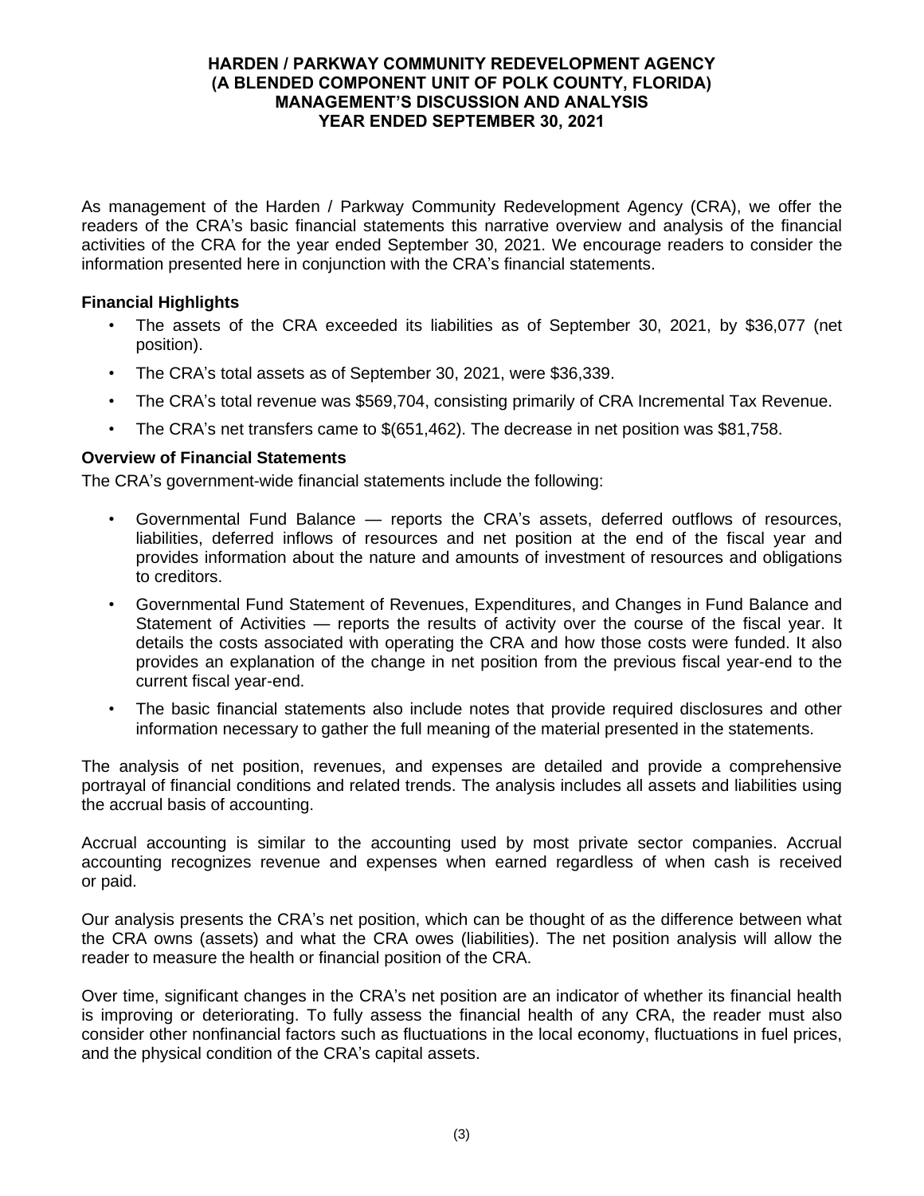# HARDEN / PARKWAY COMMUNITY REDEVELOPMENT AGENCY
# (A BLENDED COMPONENT UNIT OF POLK COUNTY, FLORIDA)
# MANAGEMENT'S DISCUSSION AND ANALYSIS
# YEAR ENDED SEPTEMBER 30, 2021

As management of the Harden / Parkway Community Redevelopment Agency (CRA), we offer the readers of the CRA's basic financial statements this narrative overview and analysis of the financial activities of the CRA for the year ended September 30, 2021. We encourage readers to consider the information presented here in conjunction with the CRA's financial statements.

## Financial Highlights

- The assets of the CRA exceeded its liabilities as of September 30, 2021, by $36,077 (net position).
- The CRA's total assets as of September 30, 2021, were $36,339.
- The CRA's total revenue was $569,704, consisting primarily of CRA Incremental Tax Revenue.
- The CRA's net transfers came to $(651,462). The decrease in net position was $81,758.

## Overview of Financial Statements

The CRA's government-wide financial statements include the following:

- Governmental Fund Balance — reports the CRA's assets, deferred outflows of resources, liabilities, deferred inflows of resources and net position at the end of the fiscal year and provides information about the nature and amounts of investment of resources and obligations to creditors.
- Governmental Fund Statement of Revenues, Expenditures, and Changes in Fund Balance and Statement of Activities — reports the results of activity over the course of the fiscal year. It details the costs associated with operating the CRA and how those costs were funded. It also provides an explanation of the change in net position from the previous fiscal year-end to the current fiscal year-end.
- The basic financial statements also include notes that provide required disclosures and other information necessary to gather the full meaning of the material presented in the statements.

The analysis of net position, revenues, and expenses are detailed and provide a comprehensive portrayal of financial conditions and related trends. The analysis includes all assets and liabilities using the accrual basis of accounting.

Accrual accounting is similar to the accounting used by most private sector companies. Accrual accounting recognizes revenue and expenses when earned regardless of when cash is received or paid.

Our analysis presents the CRA's net position, which can be thought of as the difference between what the CRA owns (assets) and what the CRA owes (liabilities). The net position analysis will allow the reader to measure the health or financial position of the CRA.

Over time, significant changes in the CRA's net position are an indicator of whether its financial health is improving or deteriorating. To fully assess the financial health of any CRA, the reader must also consider other nonfinancial factors such as fluctuations in the local economy, fluctuations in fuel prices, and the physical condition of the CRA's capital assets.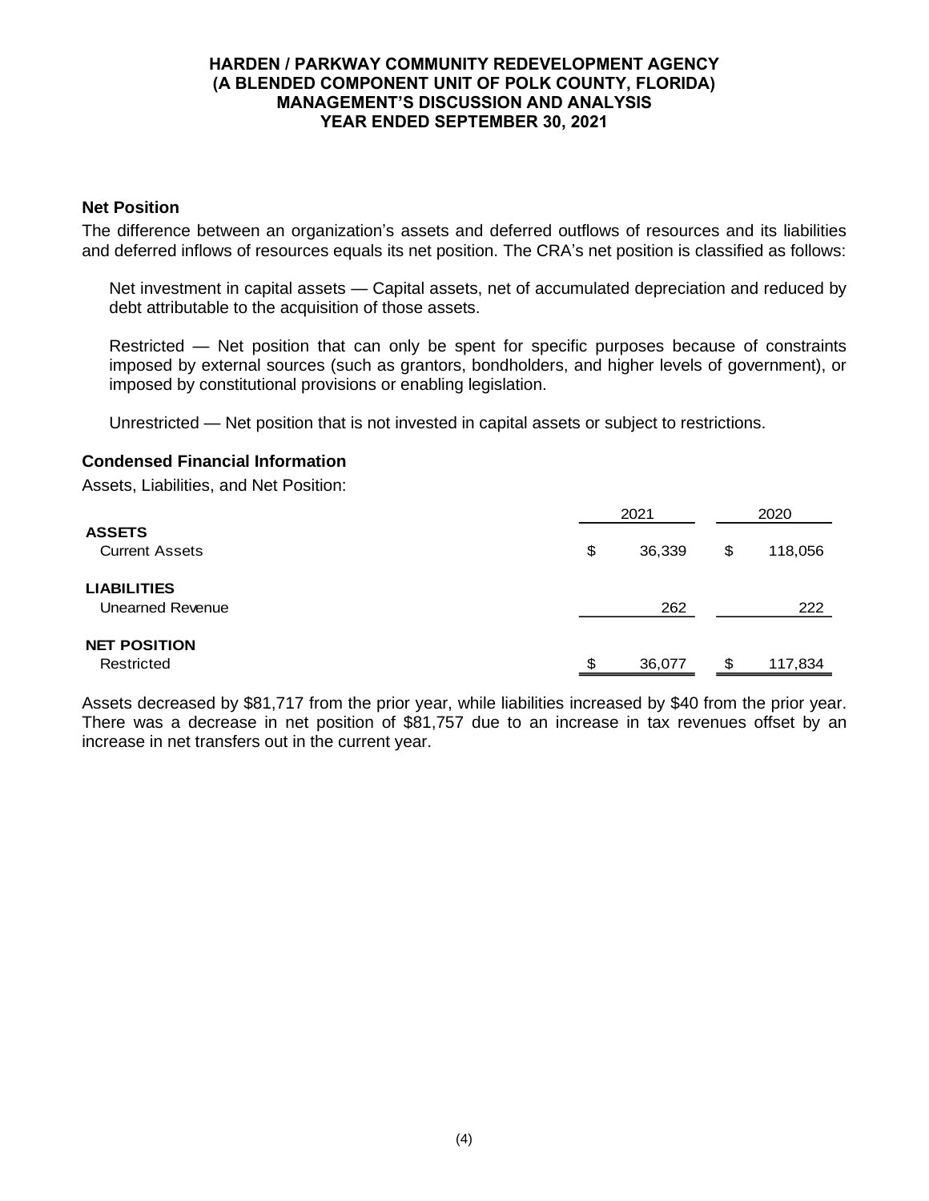# HARDEN / PARKWAY COMMUNITY REDEVELOPMENT AGENCY
# (A BLENDED COMPONENT UNIT OF POLK COUNTY, FLORIDA)
# MANAGEMENT'S DISCUSSION AND ANALYSIS
# YEAR ENDED SEPTEMBER 30, 2021

## Net Position

The difference between an organization's assets and deferred outflows of resources and its liabilities and deferred inflows of resources equals its net position. The CRA's net position is classified as follows:

Net investment in capital assets — Capital assets, net of accumulated depreciation and reduced by debt attributable to the acquisition of those assets.

Restricted — Net position that can only be spent for specific purposes because of constraints imposed by external sources (such as grantors, bondholders, and higher levels of government), or imposed by constitutional provisions or enabling legislation.

Unrestricted — Net position that is not invested in capital assets or subject to restrictions.

## Condensed Financial Information

Assets, Liabilities, and Net Position:

| | 2021 | 2020 |
|---|---|---|
| **ASSETS** | | |
| Current Assets | $ 36,339 | $ 118,056 |
| **LIABILITIES** | | |
| Unearned Revenue | 262 | 222 |
| **NET POSITION** | | |
| Restricted | $ 36,077 | $ 117,834 |

Assets decreased by $81,717 from the prior year, while liabilities increased by $40 from the prior year. There was a decrease in net position of $81,757 due to an increase in tax revenues offset by an increase in net transfers out in the current year.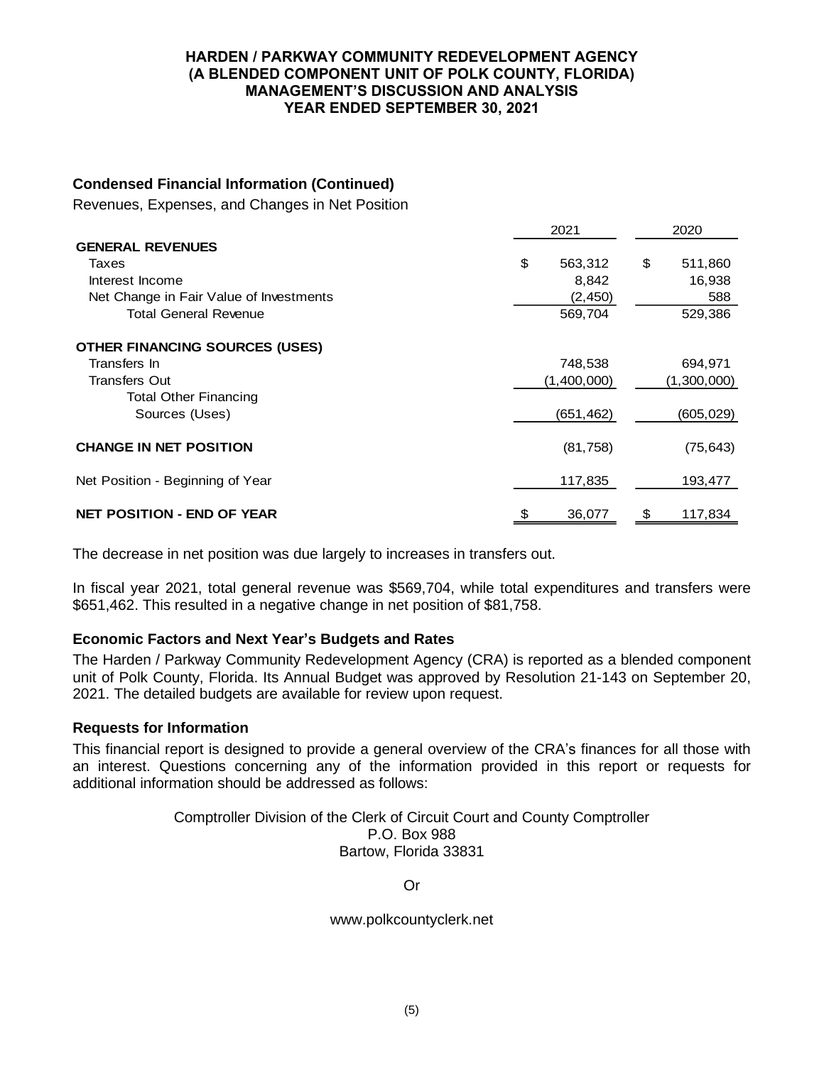### Condensed Financial Information (Continued)

Revenues, Expenses, and Changes in Net Position

| | 2021 | 2020 |
|---|---|---|
| **GENERAL REVENUES** | | |
| Taxes | $ 563,312 | $ 511,860 |
| Interest Income | 8,842 | 16,938 |
| Net Change in Fair Value of Investments | (2,450) | 588 |
| Total General Revenue | 569,704 | 529,386 |
| **OTHER FINANCING SOURCES (USES)** | | |
| Transfers In | 748,538 | 694,971 |
| Transfers Out | (1,400,000) | (1,300,000) |
| Total Other Financing Sources (Uses) | (651,462) | (605,029) |
| **CHANGE IN NET POSITION** | (81,758) | (75,643) |
| Net Position - Beginning of Year | 117,835 | 193,477 |
| **NET POSITION - END OF YEAR** | $ 36,077 | $ 117,834 |

The decrease in net position was due largely to increases in transfers out.

In fiscal year 2021, total general revenue was $569,704, while total expenditures and transfers were $651,462. This resulted in a negative change in net position of $81,758.

### Economic Factors and Next Year's Budgets and Rates

The Harden / Parkway Community Redevelopment Agency (CRA) is reported as a blended component unit of Polk County, Florida. Its Annual Budget was approved by Resolution 21-143 on September 20, 2021. The detailed budgets are available for review upon request.

### Requests for Information

This financial report is designed to provide a general overview of the CRA's finances for all those with an interest. Questions concerning any of the information provided in this report or requests for additional information should be addressed as follows:

Comptroller Division of the Clerk of Circuit Court and County Comptroller
P.O. Box 988
Bartow, Florida 33831

Or

www.polkcountyclerk.net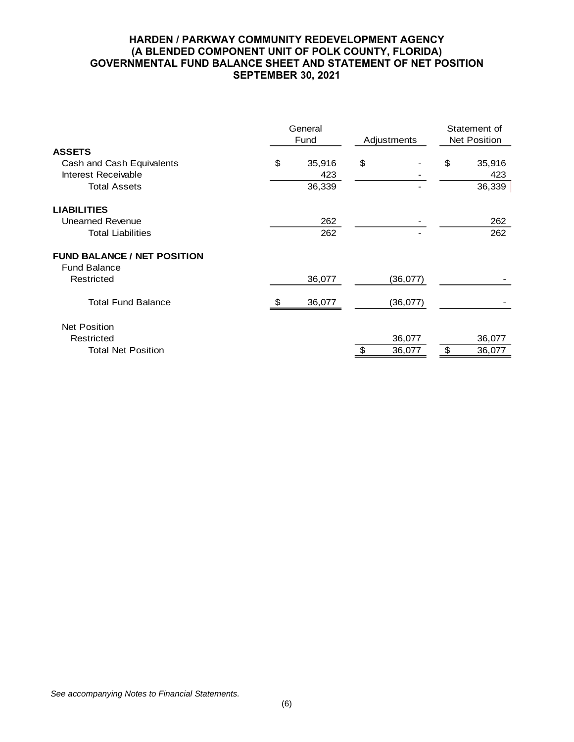# HARDEN / PARKWAY COMMUNITY REDEVELOPMENT AGENCY
## (A BLENDED COMPONENT UNIT OF POLK COUNTY, FLORIDA)
## GOVERNMENTAL FUND BALANCE SHEET AND STATEMENT OF NET POSITION
## SEPTEMBER 30, 2021

| | General Fund | Adjustments | Statement of Net Position |
|---|---|---|---|
| **ASSETS** | | | |
| Cash and Cash Equivalents | $ 35,916 | $ - | $ 35,916 |
| Interest Receivable | 423 | - | 423 |
| Total Assets | 36,339 | - | 36,339 |
| **LIABILITIES** | | | |
| Unearned Revenue | 262 | - | 262 |
| Total Liabilities | 262 | - | 262 |
| **FUND BALANCE / NET POSITION** | | | |
| Fund Balance | | | |
| Restricted | 36,077 | (36,077) | - |
| Total Fund Balance | $ 36,077 | (36,077) | - |
| Net Position | | | |
| Restricted | | 36,077 | 36,077 |
| Total Net Position | | $ 36,077 | $ 36,077 |

*See accompanying Notes to Financial Statements.*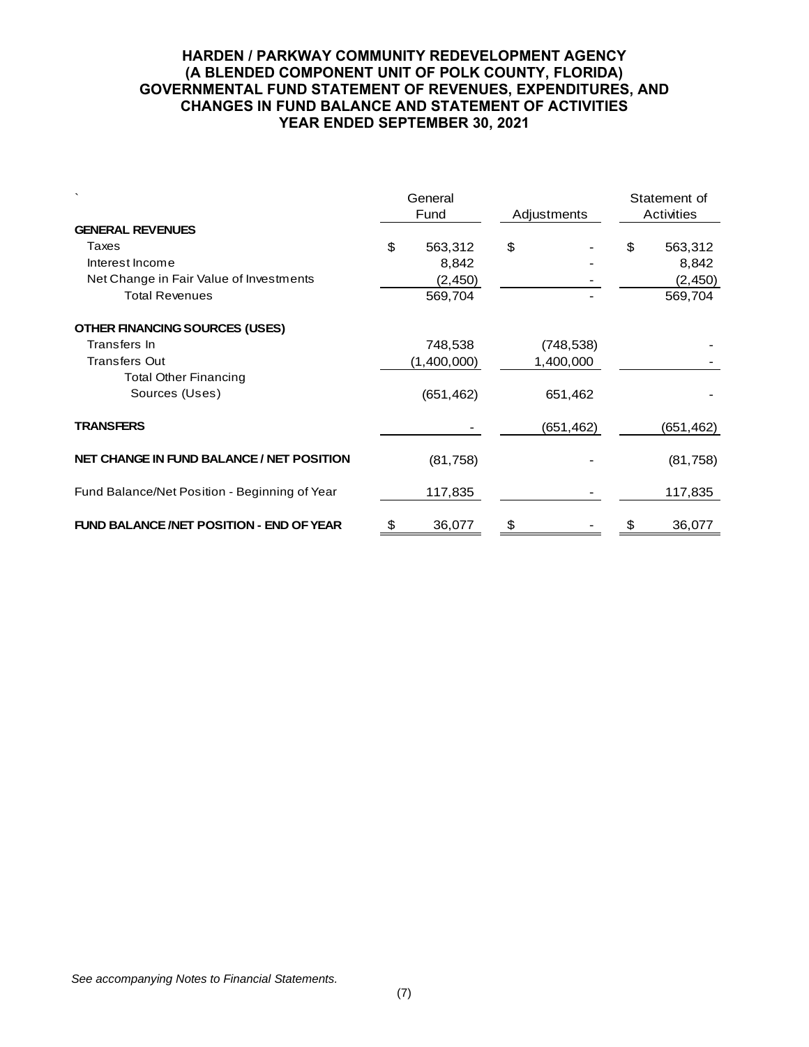# HARDEN / PARKWAY COMMUNITY REDEVELOPMENT AGENCY
## (A BLENDED COMPONENT UNIT OF POLK COUNTY, FLORIDA)
## GOVERNMENTAL FUND STATEMENT OF REVENUES, EXPENDITURES, AND CHANGES IN FUND BALANCE AND STATEMENT OF ACTIVITIES
## YEAR ENDED SEPTEMBER 30, 2021

| ` | General Fund | Adjustments | Statement of Activities |
|---|---|---|---|
| **GENERAL REVENUES** | | | |
| Taxes | $ 563,312 | $ - | $ 563,312 |
| Interest Income | 8,842 | - | 8,842 |
| Net Change in Fair Value of Investments | (2,450) | - | (2,450) |
| Total Revenues | 569,704 | - | 569,704 |
| **OTHER FINANCING SOURCES (USES)** | | | |
| Transfers In | 748,538 | (748,538) | - |
| Transfers Out | (1,400,000) | 1,400,000 | - |
| Total Other Financing Sources (Uses) | (651,462) | 651,462 | - |
| **TRANSFERS** | - | (651,462) | (651,462) |
| **NET CHANGE IN FUND BALANCE / NET POSITION** | (81,758) | - | (81,758) |
| Fund Balance/Net Position - Beginning of Year | 117,835 | - | 117,835 |
| **FUND BALANCE /NET POSITION - END OF YEAR** | $ 36,077 | $ - | $ 36,077 |

*See accompanying Notes to Financial Statements.*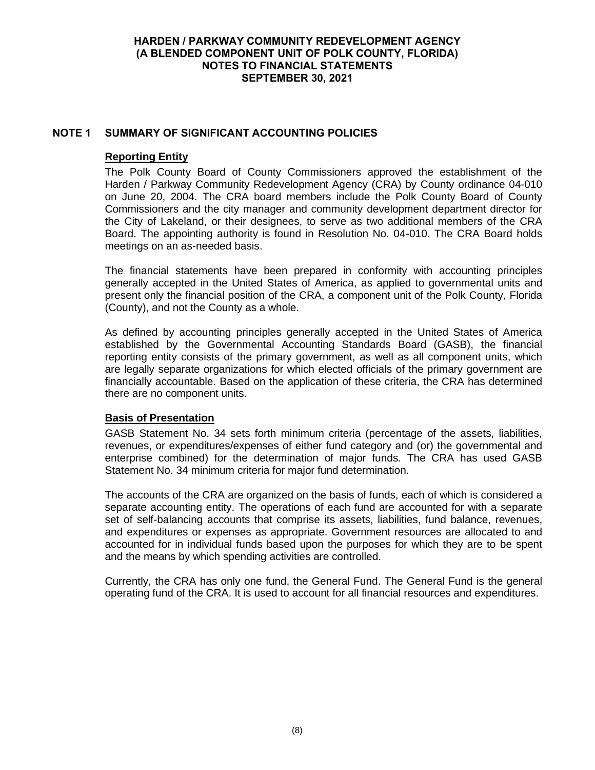# HARDEN / PARKWAY COMMUNITY REDEVELOPMENT AGENCY
## (A BLENDED COMPONENT UNIT OF POLK COUNTY, FLORIDA)
## NOTES TO FINANCIAL STATEMENTS
## SEPTEMBER 30, 2021

## NOTE 1 SUMMARY OF SIGNIFICANT ACCOUNTING POLICIES

### Reporting Entity

The Polk County Board of County Commissioners approved the establishment of the Harden / Parkway Community Redevelopment Agency (CRA) by County ordinance 04-010 on June 20, 2004. The CRA board members include the Polk County Board of County Commissioners and the city manager and community development department director for the City of Lakeland, or their designees, to serve as two additional members of the CRA Board. The appointing authority is found in Resolution No. 04-010. The CRA Board holds meetings on an as-needed basis.

The financial statements have been prepared in conformity with accounting principles generally accepted in the United States of America, as applied to governmental units and present only the financial position of the CRA, a component unit of the Polk County, Florida (County), and not the County as a whole.

As defined by accounting principles generally accepted in the United States of America established by the Governmental Accounting Standards Board (GASB), the financial reporting entity consists of the primary government, as well as all component units, which are legally separate organizations for which elected officials of the primary government are financially accountable. Based on the application of these criteria, the CRA has determined there are no component units.

### Basis of Presentation

GASB Statement No. 34 sets forth minimum criteria (percentage of the assets, liabilities, revenues, or expenditures/expenses of either fund category and (or) the governmental and enterprise combined) for the determination of major funds. The CRA has used GASB Statement No. 34 minimum criteria for major fund determination.

The accounts of the CRA are organized on the basis of funds, each of which is considered a separate accounting entity. The operations of each fund are accounted for with a separate set of self-balancing accounts that comprise its assets, liabilities, fund balance, revenues, and expenditures or expenses as appropriate. Government resources are allocated to and accounted for in individual funds based upon the purposes for which they are to be spent and the means by which spending activities are controlled.

Currently, the CRA has only one fund, the General Fund. The General Fund is the general operating fund of the CRA. It is used to account for all financial resources and expenditures.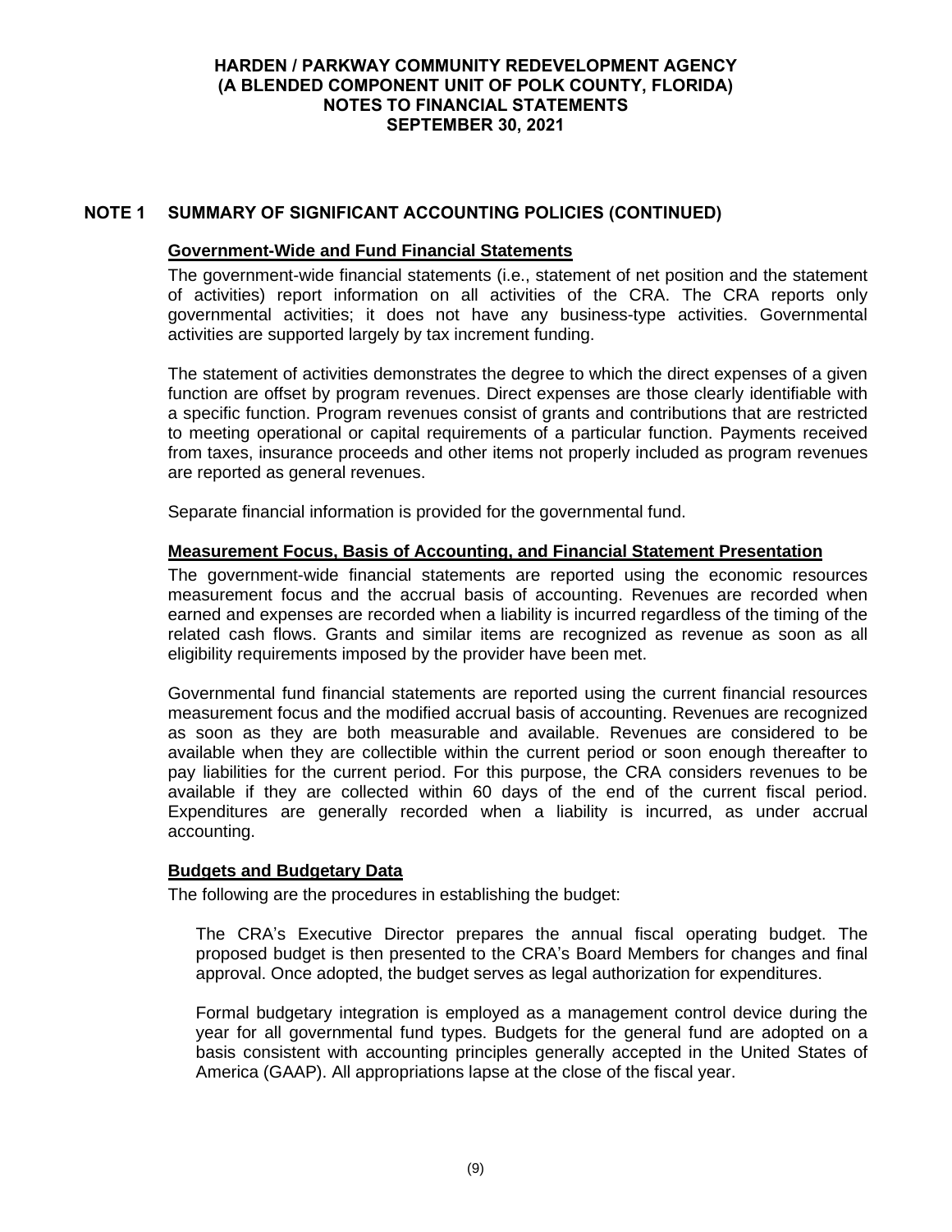## NOTE 1 SUMMARY OF SIGNIFICANT ACCOUNTING POLICIES (CONTINUED)

### Government-Wide and Fund Financial Statements

The government-wide financial statements (i.e., statement of net position and the statement of activities) report information on all activities of the CRA. The CRA reports only governmental activities; it does not have any business-type activities. Governmental activities are supported largely by tax increment funding.

The statement of activities demonstrates the degree to which the direct expenses of a given function are offset by program revenues. Direct expenses are those clearly identifiable with a specific function. Program revenues consist of grants and contributions that are restricted to meeting operational or capital requirements of a particular function. Payments received from taxes, insurance proceeds and other items not properly included as program revenues are reported as general revenues.

Separate financial information is provided for the governmental fund.

### Measurement Focus, Basis of Accounting, and Financial Statement Presentation

The government-wide financial statements are reported using the economic resources measurement focus and the accrual basis of accounting. Revenues are recorded when earned and expenses are recorded when a liability is incurred regardless of the timing of the related cash flows. Grants and similar items are recognized as revenue as soon as all eligibility requirements imposed by the provider have been met.

Governmental fund financial statements are reported using the current financial resources measurement focus and the modified accrual basis of accounting. Revenues are recognized as soon as they are both measurable and available. Revenues are considered to be available when they are collectible within the current period or soon enough thereafter to pay liabilities for the current period. For this purpose, the CRA considers revenues to be available if they are collected within 60 days of the end of the current fiscal period. Expenditures are generally recorded when a liability is incurred, as under accrual accounting.

### Budgets and Budgetary Data

The following are the procedures in establishing the budget:

The CRA's Executive Director prepares the annual fiscal operating budget. The proposed budget is then presented to the CRA's Board Members for changes and final approval. Once adopted, the budget serves as legal authorization for expenditures.

Formal budgetary integration is employed as a management control device during the year for all governmental fund types. Budgets for the general fund are adopted on a basis consistent with accounting principles generally accepted in the United States of America (GAAP). All appropriations lapse at the close of the fiscal year.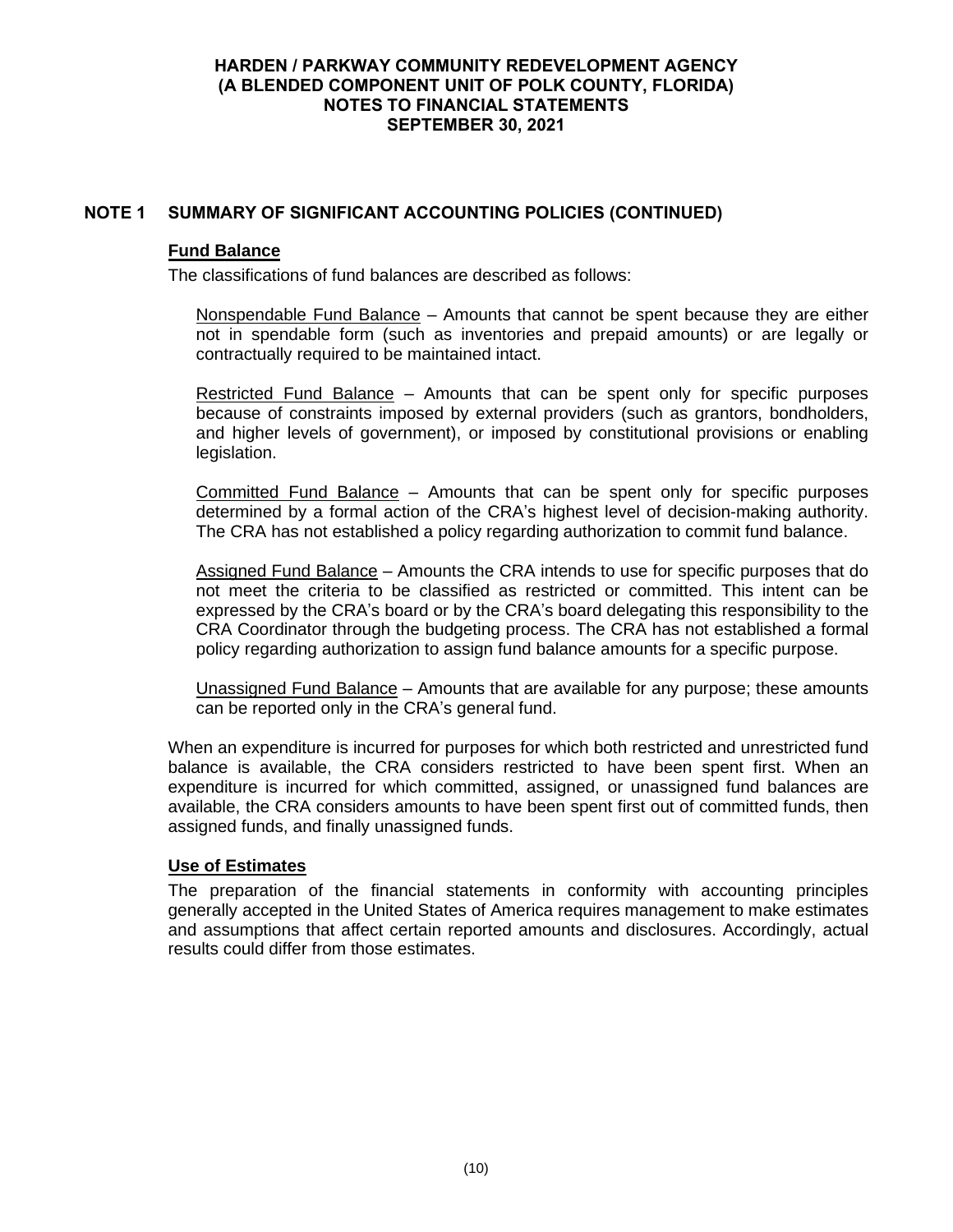## NOTE 1 SUMMARY OF SIGNIFICANT ACCOUNTING POLICIES (CONTINUED)

### Fund Balance

The classifications of fund balances are described as follows:

Nonspendable Fund Balance – Amounts that cannot be spent because they are either not in spendable form (such as inventories and prepaid amounts) or are legally or contractually required to be maintained intact.

Restricted Fund Balance – Amounts that can be spent only for specific purposes because of constraints imposed by external providers (such as grantors, bondholders, and higher levels of government), or imposed by constitutional provisions or enabling legislation.

Committed Fund Balance – Amounts that can be spent only for specific purposes determined by a formal action of the CRA's highest level of decision-making authority. The CRA has not established a policy regarding authorization to commit fund balance.

Assigned Fund Balance – Amounts the CRA intends to use for specific purposes that do not meet the criteria to be classified as restricted or committed. This intent can be expressed by the CRA's board or by the CRA's board delegating this responsibility to the CRA Coordinator through the budgeting process. The CRA has not established a formal policy regarding authorization to assign fund balance amounts for a specific purpose.

Unassigned Fund Balance – Amounts that are available for any purpose; these amounts can be reported only in the CRA's general fund.

When an expenditure is incurred for purposes for which both restricted and unrestricted fund balance is available, the CRA considers restricted to have been spent first. When an expenditure is incurred for which committed, assigned, or unassigned fund balances are available, the CRA considers amounts to have been spent first out of committed funds, then assigned funds, and finally unassigned funds.

### Use of Estimates

The preparation of the financial statements in conformity with accounting principles generally accepted in the United States of America requires management to make estimates and assumptions that affect certain reported amounts and disclosures. Accordingly, actual results could differ from those estimates.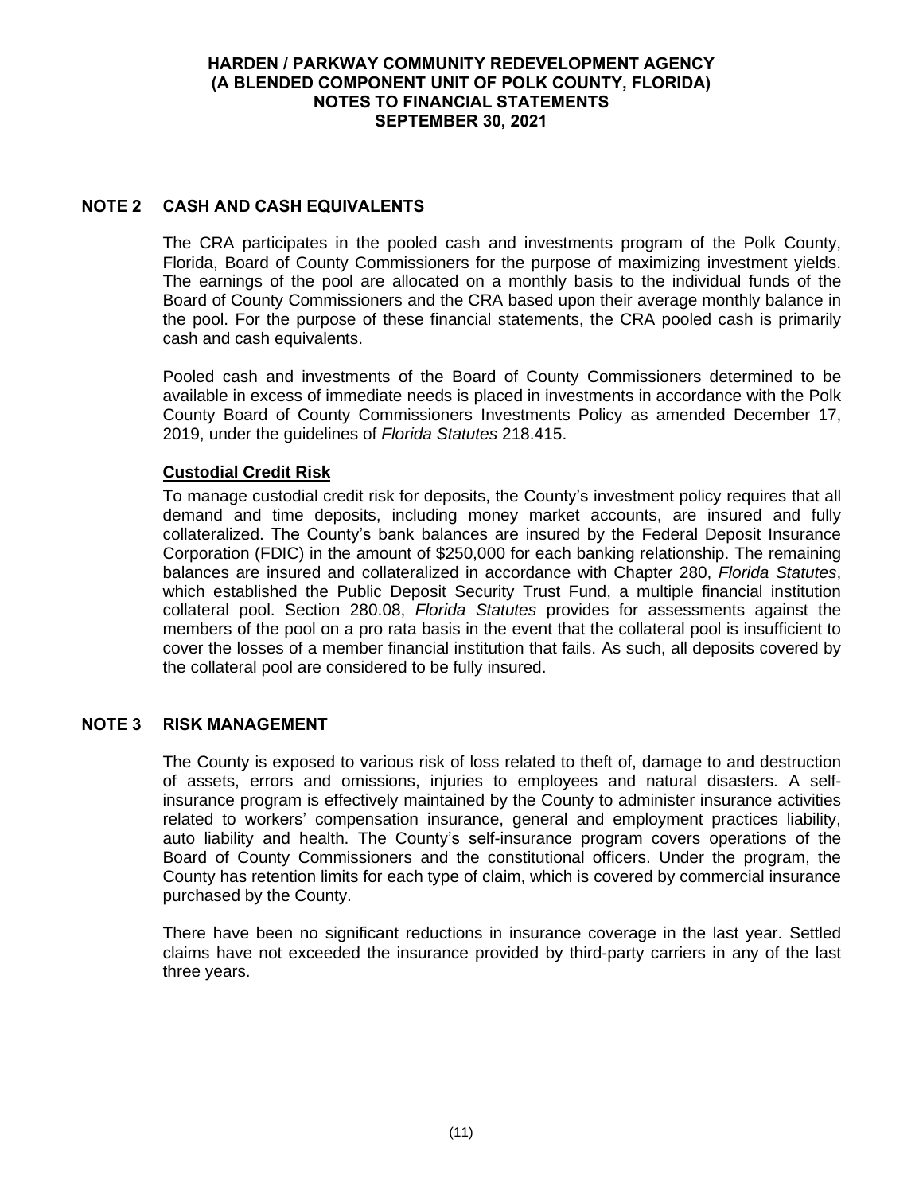## NOTE 2 CASH AND CASH EQUIVALENTS

The CRA participates in the pooled cash and investments program of the Polk County, Florida, Board of County Commissioners for the purpose of maximizing investment yields. The earnings of the pool are allocated on a monthly basis to the individual funds of the Board of County Commissioners and the CRA based upon their average monthly balance in the pool. For the purpose of these financial statements, the CRA pooled cash is primarily cash and cash equivalents.

Pooled cash and investments of the Board of County Commissioners determined to be available in excess of immediate needs is placed in investments in accordance with the Polk County Board of County Commissioners Investments Policy as amended December 17, 2019, under the guidelines of *Florida Statutes* 218.415.

### Custodial Credit Risk

To manage custodial credit risk for deposits, the County's investment policy requires that all demand and time deposits, including money market accounts, are insured and fully collateralized. The County's bank balances are insured by the Federal Deposit Insurance Corporation (FDIC) in the amount of $250,000 for each banking relationship. The remaining balances are insured and collateralized in accordance with Chapter 280, *Florida Statutes*, which established the Public Deposit Security Trust Fund, a multiple financial institution collateral pool. Section 280.08, *Florida Statutes* provides for assessments against the members of the pool on a pro rata basis in the event that the collateral pool is insufficient to cover the losses of a member financial institution that fails. As such, all deposits covered by the collateral pool are considered to be fully insured.

## NOTE 3 RISK MANAGEMENT

The County is exposed to various risk of loss related to theft of, damage to and destruction of assets, errors and omissions, injuries to employees and natural disasters. A self-insurance program is effectively maintained by the County to administer insurance activities related to workers' compensation insurance, general and employment practices liability, auto liability and health. The County's self-insurance program covers operations of the Board of County Commissioners and the constitutional officers. Under the program, the County has retention limits for each type of claim, which is covered by commercial insurance purchased by the County.

There have been no significant reductions in insurance coverage in the last year. Settled claims have not exceeded the insurance provided by third-party carriers in any of the last three years.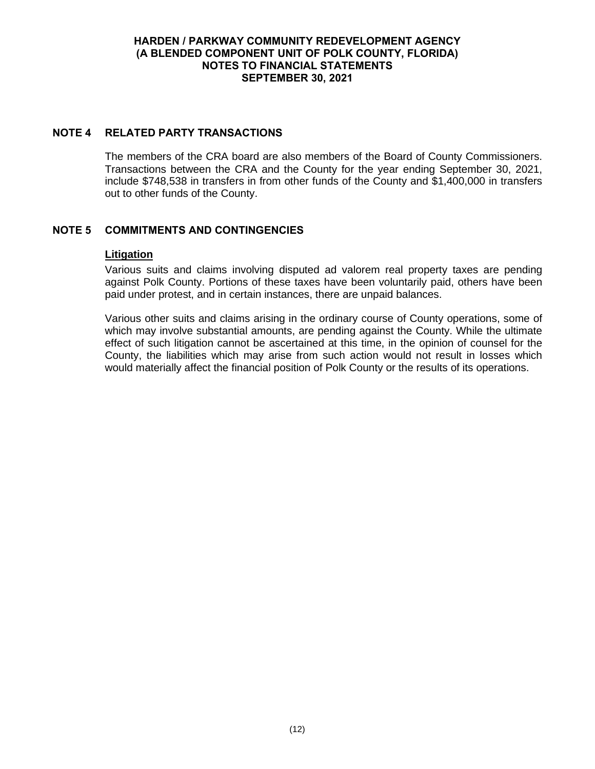## NOTE 4 RELATED PARTY TRANSACTIONS

The members of the CRA board are also members of the Board of County Commissioners. Transactions between the CRA and the County for the year ending September 30, 2021, include $748,538 in transfers in from other funds of the County and $1,400,000 in transfers out to other funds of the County.

## NOTE 5 COMMITMENTS AND CONTINGENCIES

### Litigation

Various suits and claims involving disputed ad valorem real property taxes are pending against Polk County. Portions of these taxes have been voluntarily paid, others have been paid under protest, and in certain instances, there are unpaid balances.

Various other suits and claims arising in the ordinary course of County operations, some of which may involve substantial amounts, are pending against the County. While the ultimate effect of such litigation cannot be ascertained at this time, in the opinion of counsel for the County, the liabilities which may arise from such action would not result in losses which would materially affect the financial position of Polk County or the results of its operations.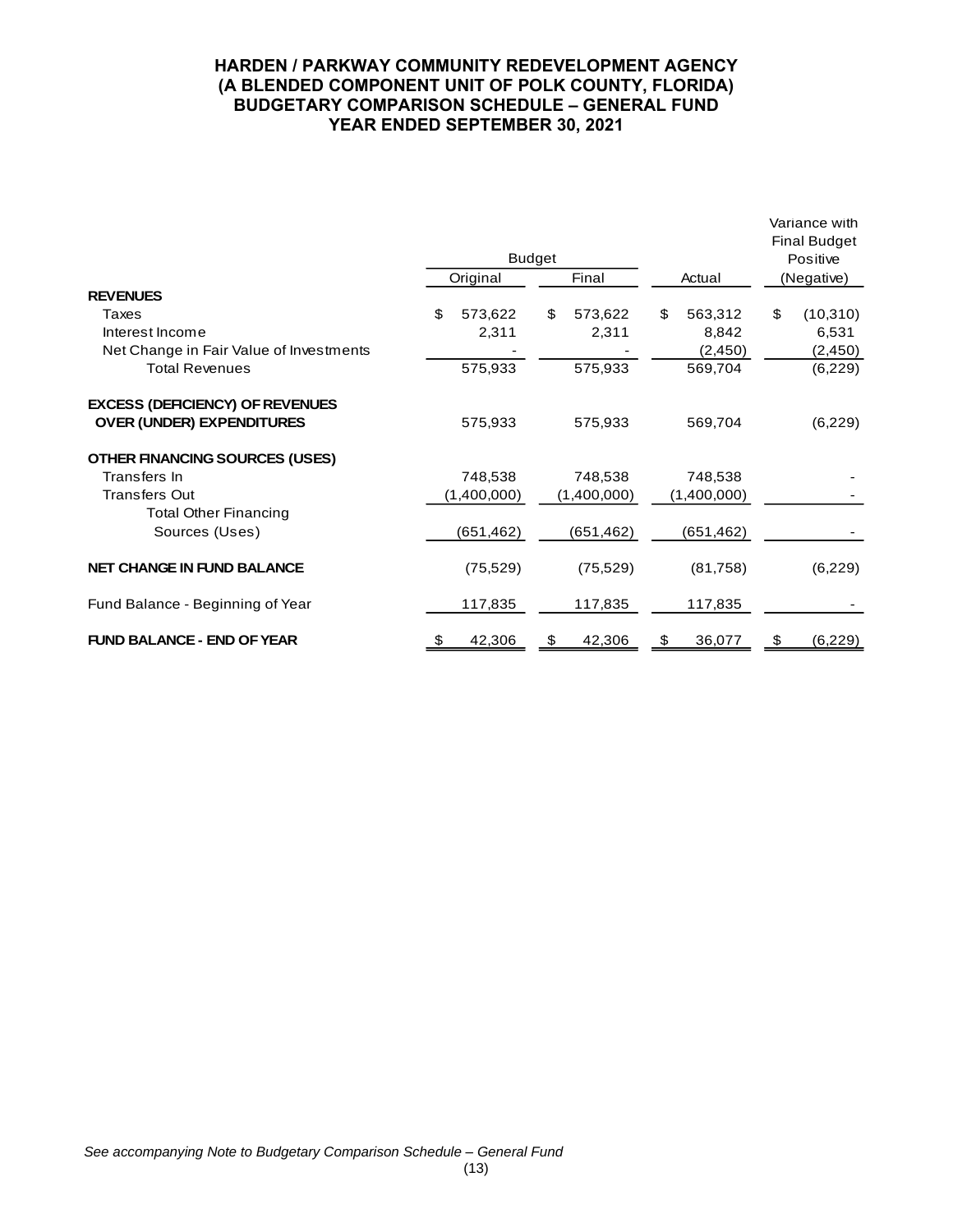# HARDEN / PARKWAY COMMUNITY REDEVELOPMENT AGENCY
## (A BLENDED COMPONENT UNIT OF POLK COUNTY, FLORIDA)
## BUDGETARY COMPARISON SCHEDULE – GENERAL FUND
## YEAR ENDED SEPTEMBER 30, 2021

| | Budget | | | Variance with Final Budget Positive |
|---|---|---|---|---|
| | Original | Final | Actual | (Negative) |
| **REVENUES** | | | | |
| Taxes | $ 573,622 | $ 573,622 | $ 563,312 | $ (10,310) |
| Interest Income | 2,311 | 2,311 | 8,842 | 6,531 |
| Net Change in Fair Value of Investments | - | - | (2,450) | (2,450) |
| Total Revenues | 575,933 | 575,933 | 569,704 | (6,229) |
| **EXCESS (DEFICIENCY) OF REVENUES OVER (UNDER) EXPENDITURES** | 575,933 | 575,933 | 569,704 | (6,229) |
| **OTHER FINANCING SOURCES (USES)** | | | | |
| Transfers In | 748,538 | 748,538 | 748,538 | - |
| Transfers Out | (1,400,000) | (1,400,000) | (1,400,000) | - |
| Total Other Financing Sources (Uses) | (651,462) | (651,462) | (651,462) | - |
| **NET CHANGE IN FUND BALANCE** | (75,529) | (75,529) | (81,758) | (6,229) |
| Fund Balance - Beginning of Year | 117,835 | 117,835 | 117,835 | - |
| **FUND BALANCE - END OF YEAR** | $ 42,306 | $ 42,306 | $ 36,077 | $ (6,229) |

*See accompanying Note to Budgetary Comparison Schedule – General Fund*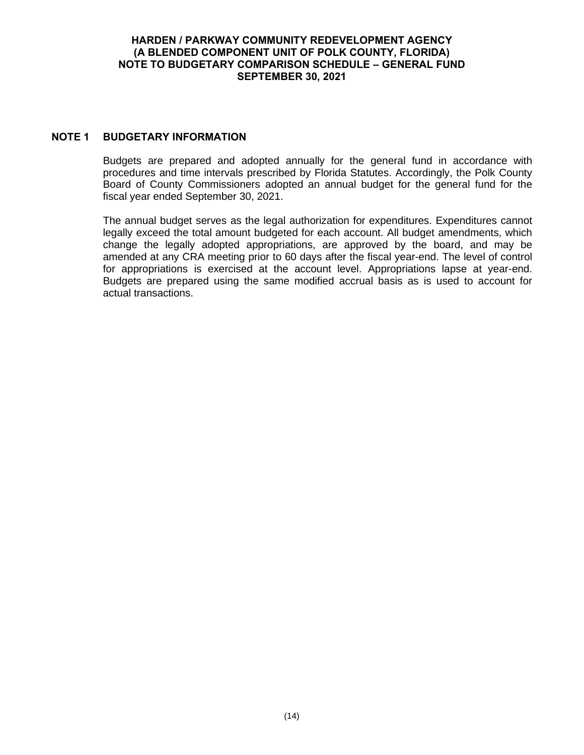# HARDEN / PARKWAY COMMUNITY REDEVELOPMENT AGENCY
## (A BLENDED COMPONENT UNIT OF POLK COUNTY, FLORIDA)
## NOTE TO BUDGETARY COMPARISON SCHEDULE – GENERAL FUND
## SEPTEMBER 30, 2021

### NOTE 1 BUDGETARY INFORMATION

Budgets are prepared and adopted annually for the general fund in accordance with procedures and time intervals prescribed by Florida Statutes. Accordingly, the Polk County Board of County Commissioners adopted an annual budget for the general fund for the fiscal year ended September 30, 2021.

The annual budget serves as the legal authorization for expenditures. Expenditures cannot legally exceed the total amount budgeted for each account. All budget amendments, which change the legally adopted appropriations, are approved by the board, and may be amended at any CRA meeting prior to 60 days after the fiscal year-end. The level of control for appropriations is exercised at the account level. Appropriations lapse at year-end. Budgets are prepared using the same modified accrual basis as is used to account for actual transactions.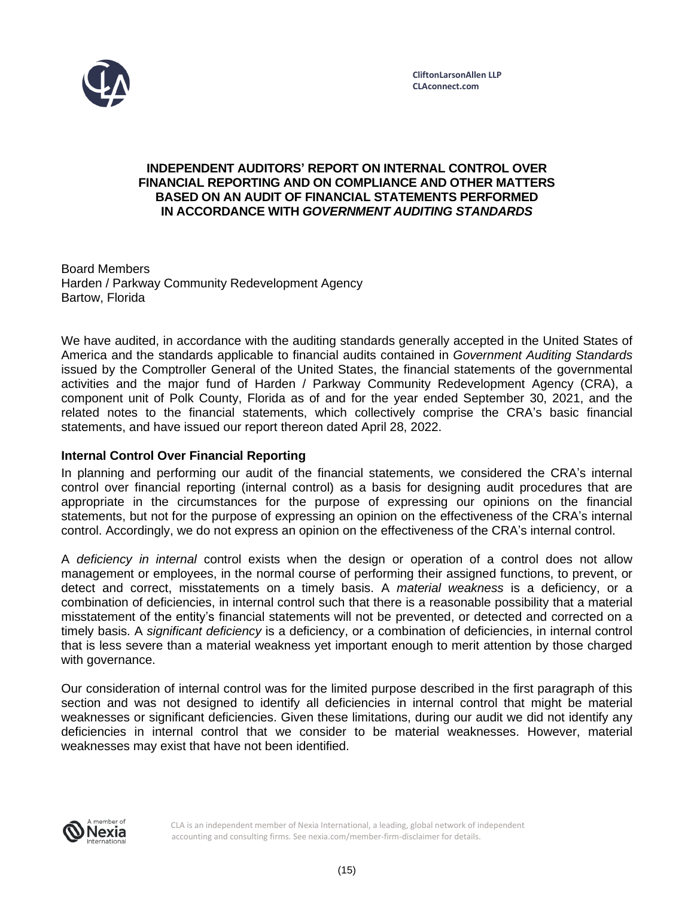CliftonLarsonAllen LLP
CLAconnect.com

# INDEPENDENT AUDITORS' REPORT ON INTERNAL CONTROL OVER FINANCIAL REPORTING AND ON COMPLIANCE AND OTHER MATTERS BASED ON AN AUDIT OF FINANCIAL STATEMENTS PERFORMED IN ACCORDANCE WITH *GOVERNMENT AUDITING STANDARDS*

Board Members
Harden / Parkway Community Redevelopment Agency
Bartow, Florida

We have audited, in accordance with the auditing standards generally accepted in the United States of America and the standards applicable to financial audits contained in *Government Auditing Standards* issued by the Comptroller General of the United States, the financial statements of the governmental activities and the major fund of Harden / Parkway Community Redevelopment Agency (CRA), a component unit of Polk County, Florida as of and for the year ended September 30, 2021, and the related notes to the financial statements, which collectively comprise the CRA's basic financial statements, and have issued our report thereon dated April 28, 2022.

## Internal Control Over Financial Reporting

In planning and performing our audit of the financial statements, we considered the CRA's internal control over financial reporting (internal control) as a basis for designing audit procedures that are appropriate in the circumstances for the purpose of expressing our opinions on the financial statements, but not for the purpose of expressing an opinion on the effectiveness of the CRA's internal control. Accordingly, we do not express an opinion on the effectiveness of the CRA's internal control.

A *deficiency in internal* control exists when the design or operation of a control does not allow management or employees, in the normal course of performing their assigned functions, to prevent, or detect and correct, misstatements on a timely basis. A *material weakness* is a deficiency, or a combination of deficiencies, in internal control such that there is a reasonable possibility that a material misstatement of the entity's financial statements will not be prevented, or detected and corrected on a timely basis. A *significant deficiency* is a deficiency, or a combination of deficiencies, in internal control that is less severe than a material weakness yet important enough to merit attention by those charged with governance.

Our consideration of internal control was for the limited purpose described in the first paragraph of this section and was not designed to identify all deficiencies in internal control that might be material weaknesses or significant deficiencies. Given these limitations, during our audit we did not identify any deficiencies in internal control that we consider to be material weaknesses. However, material weaknesses may exist that have not been identified.

CLA is an independent member of Nexia International, a leading, global network of independent accounting and consulting firms. See nexia.com/member-firm-disclaimer for details.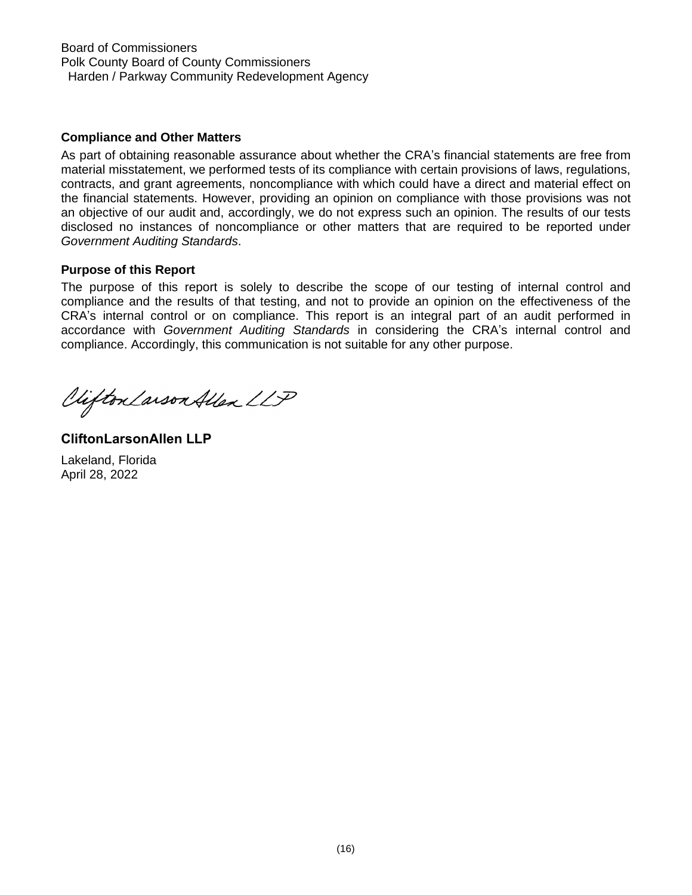Board of Commissioners
Polk County Board of County Commissioners
Harden / Parkway Community Redevelopment Agency

**Compliance and Other Matters**

As part of obtaining reasonable assurance about whether the CRA's financial statements are free from material misstatement, we performed tests of its compliance with certain provisions of laws, regulations, contracts, and grant agreements, noncompliance with which could have a direct and material effect on the financial statements. However, providing an opinion on compliance with those provisions was not an objective of our audit and, accordingly, we do not express such an opinion. The results of our tests disclosed no instances of noncompliance or other matters that are required to be reported under *Government Auditing Standards*.

**Purpose of this Report**

The purpose of this report is solely to describe the scope of our testing of internal control and compliance and the results of that testing, and not to provide an opinion on the effectiveness of the CRA's internal control or on compliance. This report is an integral part of an audit performed in accordance with *Government Auditing Standards* in considering the CRA's internal control and compliance. Accordingly, this communication is not suitable for any other purpose.

CliftonLarsonAllen LLP

**CliftonLarsonAllen LLP**

Lakeland, Florida
April 28, 2022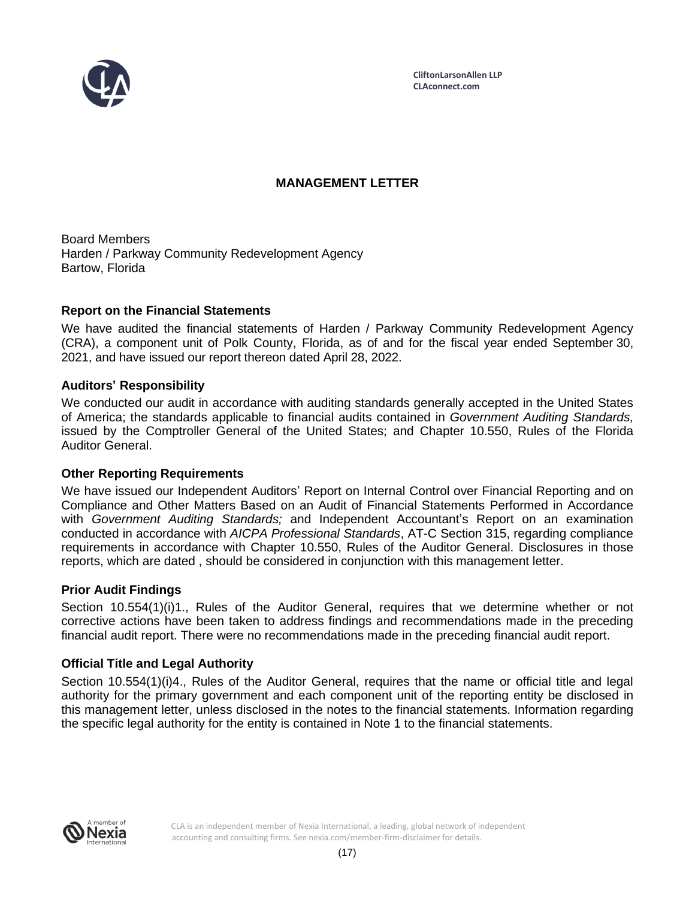CliftonLarsonAllen LLP
CLAconnect.com

# MANAGEMENT LETTER

Board Members
Harden / Parkway Community Redevelopment Agency
Bartow, Florida

## Report on the Financial Statements

We have audited the financial statements of Harden / Parkway Community Redevelopment Agency (CRA), a component unit of Polk County, Florida, as of and for the fiscal year ended September 30, 2021, and have issued our report thereon dated April 28, 2022.

## Auditors' Responsibility

We conducted our audit in accordance with auditing standards generally accepted in the United States of America; the standards applicable to financial audits contained in *Government Auditing Standards,* issued by the Comptroller General of the United States; and Chapter 10.550, Rules of the Florida Auditor General.

## Other Reporting Requirements

We have issued our Independent Auditors' Report on Internal Control over Financial Reporting and on Compliance and Other Matters Based on an Audit of Financial Statements Performed in Accordance with *Government Auditing Standards;* and Independent Accountant's Report on an examination conducted in accordance with *AICPA Professional Standards*, AT-C Section 315, regarding compliance requirements in accordance with Chapter 10.550, Rules of the Auditor General. Disclosures in those reports, which are dated , should be considered in conjunction with this management letter.

## Prior Audit Findings

Section 10.554(1)(i)1., Rules of the Auditor General, requires that we determine whether or not corrective actions have been taken to address findings and recommendations made in the preceding financial audit report. There were no recommendations made in the preceding financial audit report.

## Official Title and Legal Authority

Section 10.554(1)(i)4., Rules of the Auditor General, requires that the name or official title and legal authority for the primary government and each component unit of the reporting entity be disclosed in this management letter, unless disclosed in the notes to the financial statements. Information regarding the specific legal authority for the entity is contained in Note 1 to the financial statements.

CLA is an independent member of Nexia International, a leading, global network of independent accounting and consulting firms. See nexia.com/member-firm-disclaimer for details.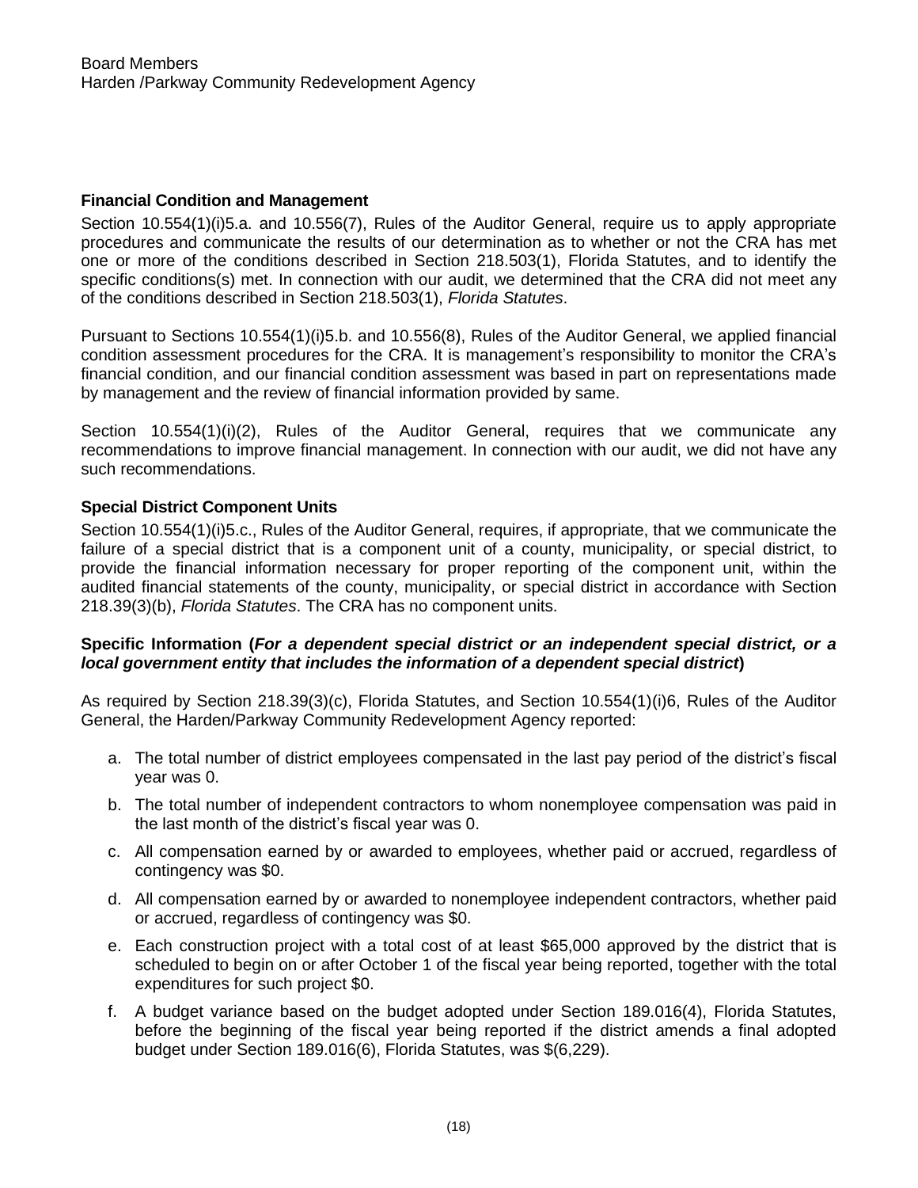Board Members
Harden /Parkway Community Redevelopment Agency

**Financial Condition and Management**

Section 10.554(1)(i)5.a. and 10.556(7), Rules of the Auditor General, require us to apply appropriate procedures and communicate the results of our determination as to whether or not the CRA has met one or more of the conditions described in Section 218.503(1), Florida Statutes, and to identify the specific conditions(s) met. In connection with our audit, we determined that the CRA did not meet any of the conditions described in Section 218.503(1), *Florida Statutes*.

Pursuant to Sections 10.554(1)(i)5.b. and 10.556(8), Rules of the Auditor General, we applied financial condition assessment procedures for the CRA. It is management's responsibility to monitor the CRA's financial condition, and our financial condition assessment was based in part on representations made by management and the review of financial information provided by same.

Section 10.554(1)(i)(2), Rules of the Auditor General, requires that we communicate any recommendations to improve financial management. In connection with our audit, we did not have any such recommendations.

**Special District Component Units**

Section 10.554(1)(i)5.c., Rules of the Auditor General, requires, if appropriate, that we communicate the failure of a special district that is a component unit of a county, municipality, or special district, to provide the financial information necessary for proper reporting of the component unit, within the audited financial statements of the county, municipality, or special district in accordance with Section 218.39(3)(b), *Florida Statutes*. The CRA has no component units.

**Specific Information (*For a dependent special district or an independent special district, or a local government entity that includes the information of a dependent special district*)**

As required by Section 218.39(3)(c), Florida Statutes, and Section 10.554(1)(i)6, Rules of the Auditor General, the Harden/Parkway Community Redevelopment Agency reported:

a. The total number of district employees compensated in the last pay period of the district's fiscal year was 0.
b. The total number of independent contractors to whom nonemployee compensation was paid in the last month of the district's fiscal year was 0.
c. All compensation earned by or awarded to employees, whether paid or accrued, regardless of contingency was $0.
d. All compensation earned by or awarded to nonemployee independent contractors, whether paid or accrued, regardless of contingency was $0.
e. Each construction project with a total cost of at least $65,000 approved by the district that is scheduled to begin on or after October 1 of the fiscal year being reported, together with the total expenditures for such project $0.
f. A budget variance based on the budget adopted under Section 189.016(4), Florida Statutes, before the beginning of the fiscal year being reported if the district amends a final adopted budget under Section 189.016(6), Florida Statutes, was $(6,229).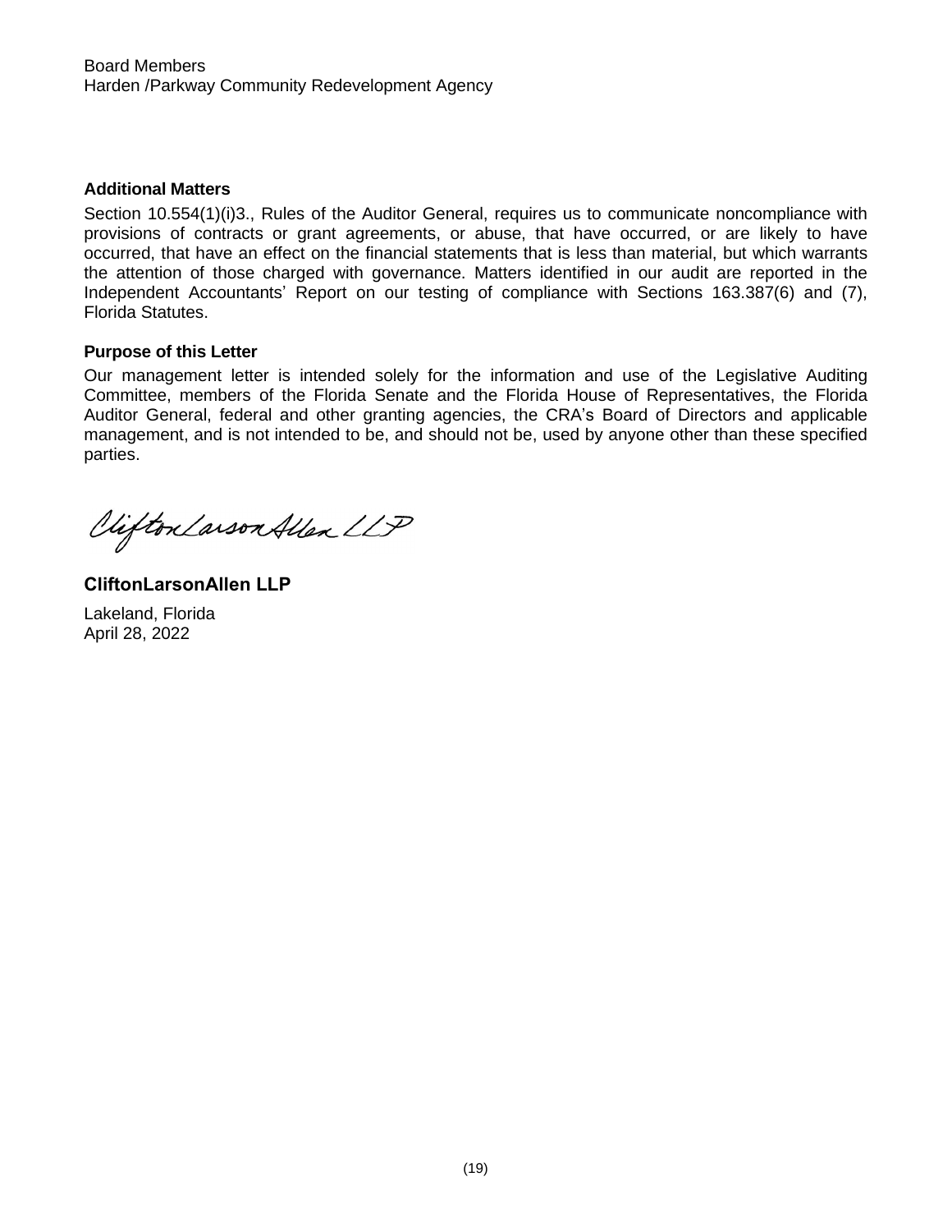Board Members
Harden /Parkway Community Redevelopment Agency

**Additional Matters**

Section 10.554(1)(i)3., Rules of the Auditor General, requires us to communicate noncompliance with provisions of contracts or grant agreements, or abuse, that have occurred, or are likely to have occurred, that have an effect on the financial statements that is less than material, but which warrants the attention of those charged with governance. Matters identified in our audit are reported in the Independent Accountants' Report on our testing of compliance with Sections 163.387(6) and (7), Florida Statutes.

**Purpose of this Letter**

Our management letter is intended solely for the information and use of the Legislative Auditing Committee, members of the Florida Senate and the Florida House of Representatives, the Florida Auditor General, federal and other granting agencies, the CRA's Board of Directors and applicable management, and is not intended to be, and should not be, used by anyone other than these specified parties.

*CliftonLarsonAllen LLP*

**CliftonLarsonAllen LLP**

Lakeland, Florida
April 28, 2022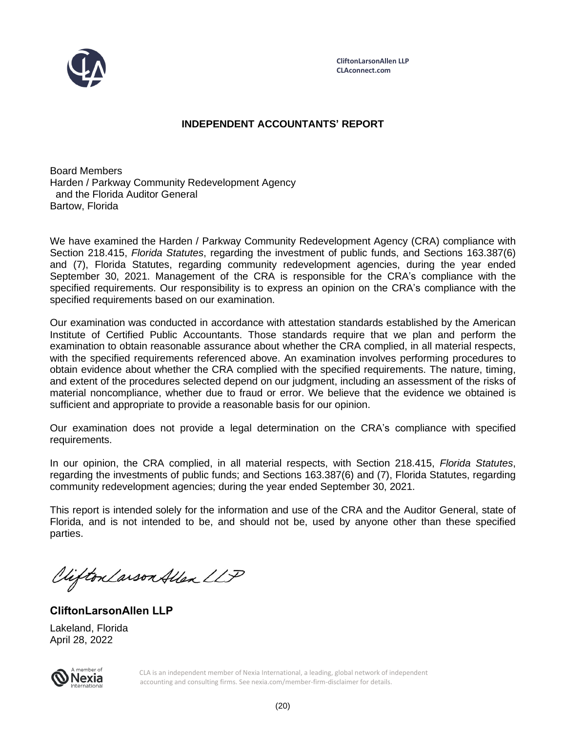CliftonLarsonAllen LLP
CLAconnect.com

## INDEPENDENT ACCOUNTANTS' REPORT

Board Members
Harden / Parkway Community Redevelopment Agency
and the Florida Auditor General
Bartow, Florida

We have examined the Harden / Parkway Community Redevelopment Agency (CRA) compliance with Section 218.415, *Florida Statutes*, regarding the investment of public funds, and Sections 163.387(6) and (7), Florida Statutes, regarding community redevelopment agencies, during the year ended September 30, 2021. Management of the CRA is responsible for the CRA's compliance with the specified requirements. Our responsibility is to express an opinion on the CRA's compliance with the specified requirements based on our examination.

Our examination was conducted in accordance with attestation standards established by the American Institute of Certified Public Accountants. Those standards require that we plan and perform the examination to obtain reasonable assurance about whether the CRA complied, in all material respects, with the specified requirements referenced above. An examination involves performing procedures to obtain evidence about whether the CRA complied with the specified requirements. The nature, timing, and extent of the procedures selected depend on our judgment, including an assessment of the risks of material noncompliance, whether due to fraud or error. We believe that the evidence we obtained is sufficient and appropriate to provide a reasonable basis for our opinion.

Our examination does not provide a legal determination on the CRA's compliance with specified requirements.

In our opinion, the CRA complied, in all material respects, with Section 218.415, *Florida Statutes*, regarding the investments of public funds; and Sections 163.387(6) and (7), Florida Statutes, regarding community redevelopment agencies; during the year ended September 30, 2021.

This report is intended solely for the information and use of the CRA and the Auditor General, state of Florida, and is not intended to be, and should not be, used by anyone other than these specified parties.

CliftonLarsonAllen LLP

**CliftonLarsonAllen LLP**

Lakeland, Florida
April 28, 2022

A member of Nexia International

CLA is an independent member of Nexia International, a leading, global network of independent accounting and consulting firms. See nexia.com/member-firm-disclaimer for details.